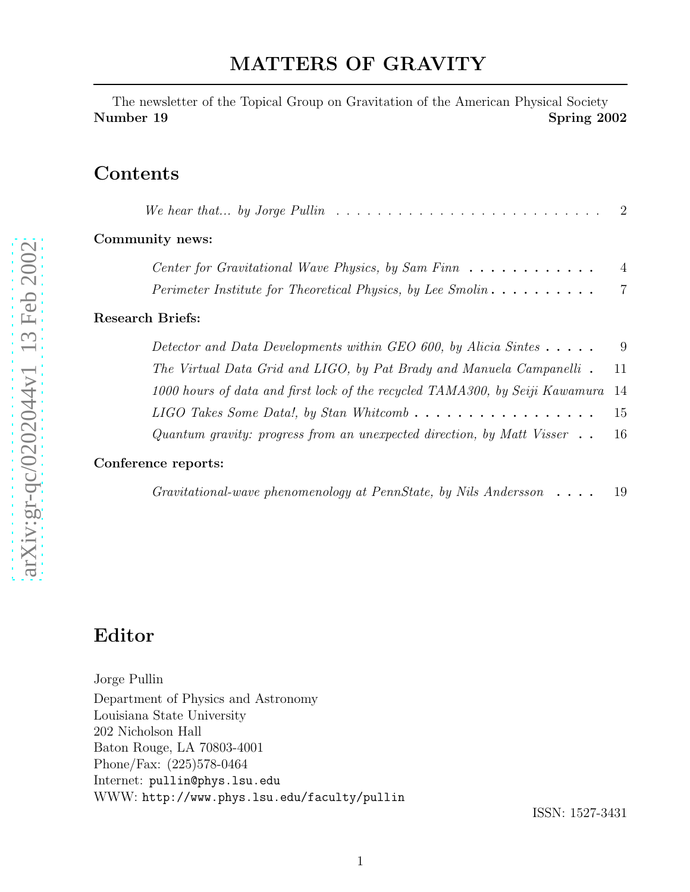# MATTERS OF GRAVITY

The newsletter of the Topical Group on Gravitation of the American Physical Society

**Number 19** **Spring 2002**

## Contents

*We hear that... by Jorge Pullin* . . . . . . . . . . 2

**Community news:**

*Center for Gravitational Wave Physics, by Sam Finn* . . . . . . . . . . 4

*Perimeter Institute for Theoretical Physics, by Lee Smolin* . . . . . . . . . . 7

**Research Briefs:**

*Detector and Data Developments within GEO 600, by Alicia Sintes* . . . . . 9

*The Virtual Data Grid and LIGO, by Pat Brady and Manuela Campanelli* . 11

*1000 hours of data and first lock of the recycled TAMA300, by Seiji Kawamura* 14

*LIGO Takes Some Data!, by Stan Whitcomb* . . . . . . . . . . 15

*Quantum gravity: progress from an unexpected direction, by Matt Visser* . . 16

**Conference reports:**

*Gravitational-wave phenomenology at PennState, by Nils Andersson* . . . . 19

## Editor

Jorge Pullin
Department of Physics and Astronomy
Louisiana State University
202 Nicholson Hall
Baton Rouge, LA 70803-4001
Phone/Fax: (225)578-0464
Internet: pullin@phys.lsu.edu
WWW: http://www.phys.lsu.edu/faculty/pullin

ISSN: 1527-3431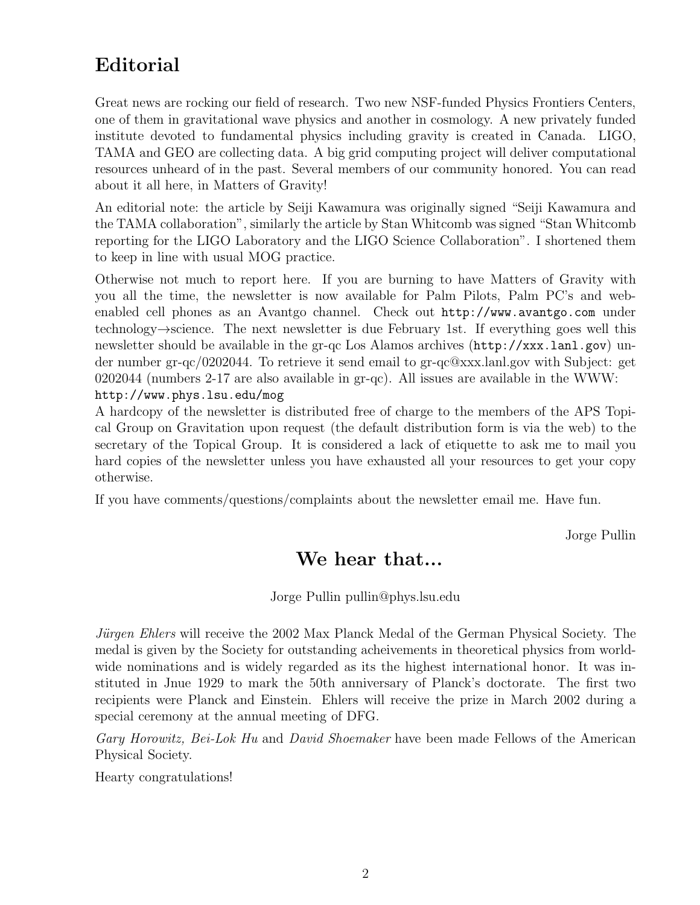# Editorial

Great news are rocking our field of research. Two new NSF-funded Physics Frontiers Centers, one of them in gravitational wave physics and another in cosmology. A new privately funded institute devoted to fundamental physics including gravity is created in Canada. LIGO, TAMA and GEO are collecting data. A big grid computing project will deliver computational resources unheard of in the past. Several members of our community honored. You can read about it all here, in Matters of Gravity!

An editorial note: the article by Seiji Kawamura was originally signed "Seiji Kawamura and the TAMA collaboration", similarly the article by Stan Whitcomb was signed "Stan Whitcomb reporting for the LIGO Laboratory and the LIGO Science Collaboration". I shortened them to keep in line with usual MOG practice.

Otherwise not much to report here. If you are burning to have Matters of Gravity with you all the time, the newsletter is now available for Palm Pilots, Palm PC's and web-enabled cell phones as an Avantgo channel. Check out `http://www.avantgo.com` under technology→science. The next newsletter is due February 1st. If everything goes well this newsletter should be available in the gr-qc Los Alamos archives (`http://xxx.lanl.gov`) under number gr-qc/0202044. To retrieve it send email to gr-qc@xxx.lanl.gov with Subject: get 0202044 (numbers 2-17 are also available in gr-qc). All issues are available in the WWW:
`http://www.phys.lsu.edu/mog`
A hardcopy of the newsletter is distributed free of charge to the members of the APS Topical Group on Gravitation upon request (the default distribution form is via the web) to the secretary of the Topical Group. It is considered a lack of etiquette to ask me to mail you hard copies of the newsletter unless you have exhausted all your resources to get your copy otherwise.

If you have comments/questions/complaints about the newsletter email me. Have fun.

Jorge Pullin

# We hear that...

Jorge Pullin pullin@phys.lsu.edu

*Jürgen Ehlers* will receive the 2002 Max Planck Medal of the German Physical Society. The medal is given by the Society for outstanding acheivements in theoretical physics from worldwide nominations and is widely regarded as its the highest international honor. It was instituted in Jnue 1929 to mark the 50th anniversary of Planck's doctorate. The first two recipients were Planck and Einstein. Ehlers will receive the prize in March 2002 during a special ceremony at the annual meeting of DFG.

*Gary Horowitz, Bei-Lok Hu* and *David Shoemaker* have been made Fellows of the American Physical Society.

Hearty congratulations!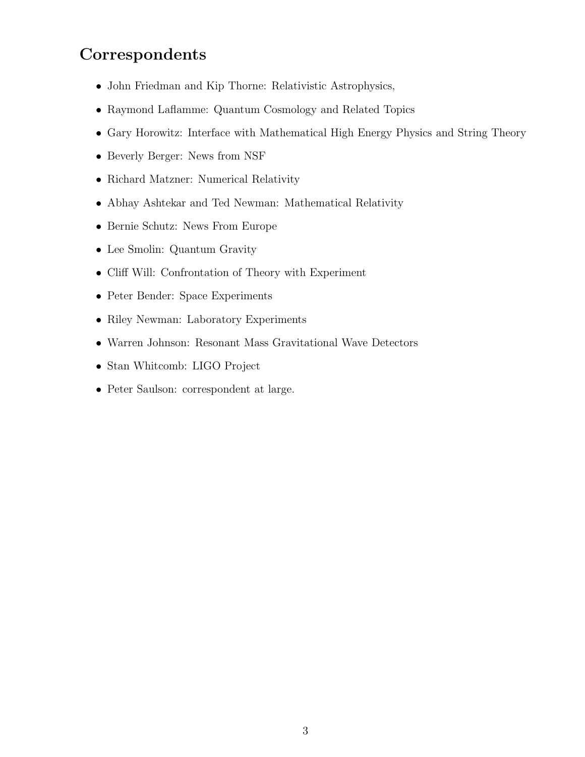## Correspondents

- John Friedman and Kip Thorne: Relativistic Astrophysics,
- Raymond Laflamme: Quantum Cosmology and Related Topics
- Gary Horowitz: Interface with Mathematical High Energy Physics and String Theory
- Beverly Berger: News from NSF
- Richard Matzner: Numerical Relativity
- Abhay Ashtekar and Ted Newman: Mathematical Relativity
- Bernie Schutz: News From Europe
- Lee Smolin: Quantum Gravity
- Cliff Will: Confrontation of Theory with Experiment
- Peter Bender: Space Experiments
- Riley Newman: Laboratory Experiments
- Warren Johnson: Resonant Mass Gravitational Wave Detectors
- Stan Whitcomb: LIGO Project
- Peter Saulson: correspondent at large.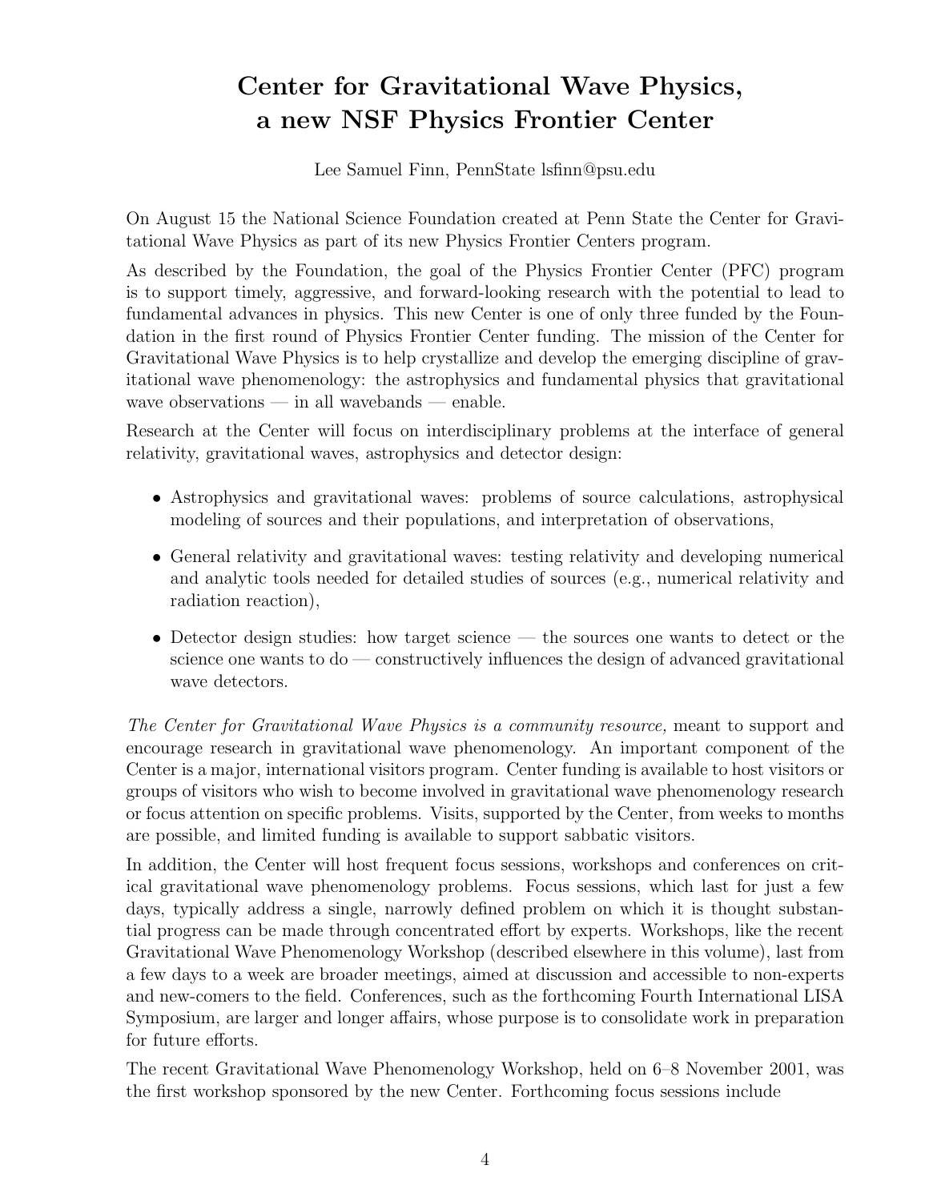# Center for Gravitational Wave Physics, a new NSF Physics Frontier Center

Lee Samuel Finn, PennState lsfinn@psu.edu

On August 15 the National Science Foundation created at Penn State the Center for Gravitational Wave Physics as part of its new Physics Frontier Centers program.

As described by the Foundation, the goal of the Physics Frontier Center (PFC) program is to support timely, aggressive, and forward-looking research with the potential to lead to fundamental advances in physics. This new Center is one of only three funded by the Foundation in the first round of Physics Frontier Center funding. The mission of the Center for Gravitational Wave Physics is to help crystallize and develop the emerging discipline of gravitational wave phenomenology: the astrophysics and fundamental physics that gravitational wave observations — in all wavebands — enable.

Research at the Center will focus on interdisciplinary problems at the interface of general relativity, gravitational waves, astrophysics and detector design:

- Astrophysics and gravitational waves: problems of source calculations, astrophysical modeling of sources and their populations, and interpretation of observations,
- General relativity and gravitational waves: testing relativity and developing numerical and analytic tools needed for detailed studies of sources (e.g., numerical relativity and radiation reaction),
- Detector design studies: how target science — the sources one wants to detect or the science one wants to do — constructively influences the design of advanced gravitational wave detectors.

*The Center for Gravitational Wave Physics is a community resource,* meant to support and encourage research in gravitational wave phenomenology. An important component of the Center is a major, international visitors program. Center funding is available to host visitors or groups of visitors who wish to become involved in gravitational wave phenomenology research or focus attention on specific problems. Visits, supported by the Center, from weeks to months are possible, and limited funding is available to support sabbatic visitors.

In addition, the Center will host frequent focus sessions, workshops and conferences on critical gravitational wave phenomenology problems. Focus sessions, which last for just a few days, typically address a single, narrowly defined problem on which it is thought substantial progress can be made through concentrated effort by experts. Workshops, like the recent Gravitational Wave Phenomenology Workshop (described elsewhere in this volume), last from a few days to a week are broader meetings, aimed at discussion and accessible to non-experts and new-comers to the field. Conferences, such as the forthcoming Fourth International LISA Symposium, are larger and longer affairs, whose purpose is to consolidate work in preparation for future efforts.

The recent Gravitational Wave Phenomenology Workshop, held on 6–8 November 2001, was the first workshop sponsored by the new Center. Forthcoming focus sessions include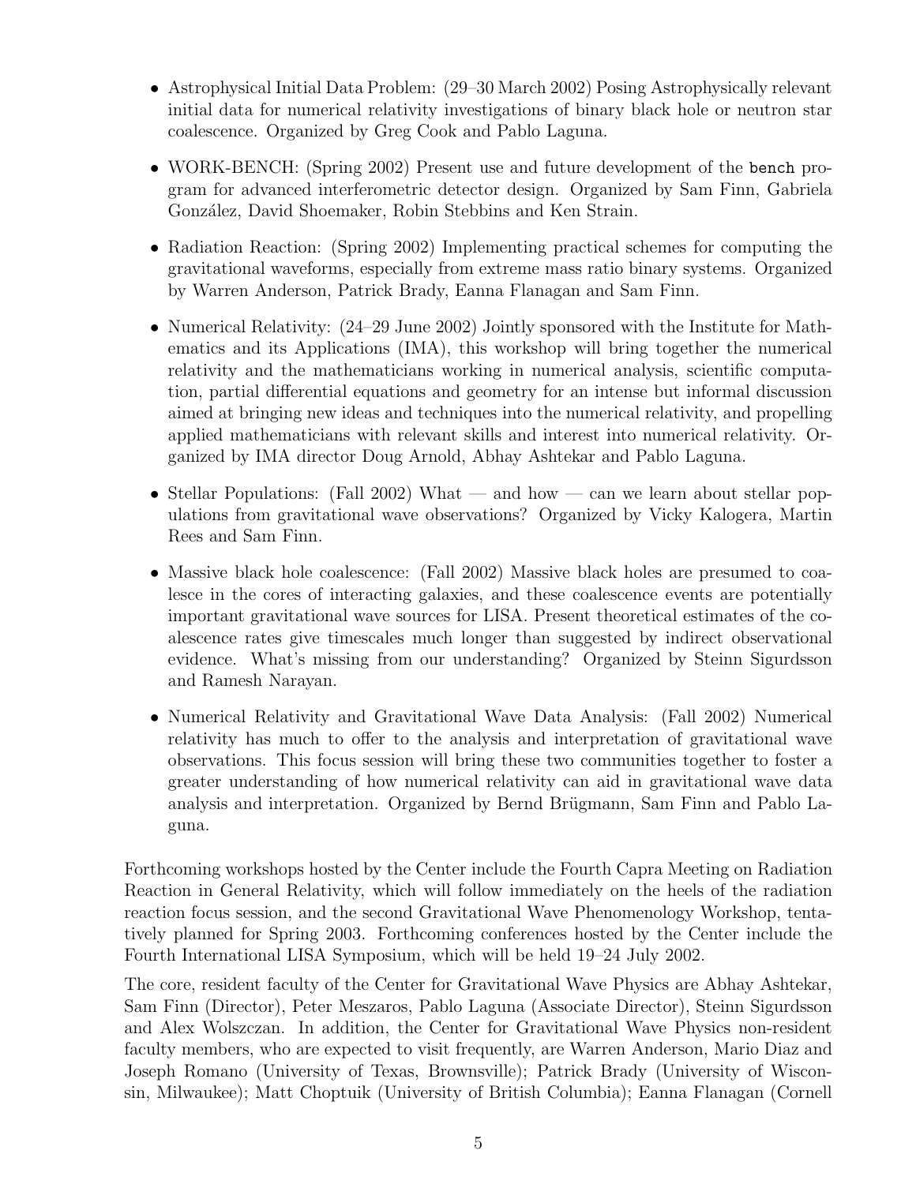- Astrophysical Initial Data Problem: (29–30 March 2002) Posing Astrophysically relevant initial data for numerical relativity investigations of binary black hole or neutron star coalescence. Organized by Greg Cook and Pablo Laguna.
- WORK-BENCH: (Spring 2002) Present use and future development of the `bench` program for advanced interferometric detector design. Organized by Sam Finn, Gabriela González, David Shoemaker, Robin Stebbins and Ken Strain.
- Radiation Reaction: (Spring 2002) Implementing practical schemes for computing the gravitational waveforms, especially from extreme mass ratio binary systems. Organized by Warren Anderson, Patrick Brady, Eanna Flanagan and Sam Finn.
- Numerical Relativity: (24–29 June 2002) Jointly sponsored with the Institute for Mathematics and its Applications (IMA), this workshop will bring together the numerical relativity and the mathematicians working in numerical analysis, scientific computation, partial differential equations and geometry for an intense but informal discussion aimed at bringing new ideas and techniques into the numerical relativity, and propelling applied mathematicians with relevant skills and interest into numerical relativity. Organized by IMA director Doug Arnold, Abhay Ashtekar and Pablo Laguna.
- Stellar Populations: (Fall 2002) What — and how — can we learn about stellar populations from gravitational wave observations? Organized by Vicky Kalogera, Martin Rees and Sam Finn.
- Massive black hole coalescence: (Fall 2002) Massive black holes are presumed to coalesce in the cores of interacting galaxies, and these coalescence events are potentially important gravitational wave sources for LISA. Present theoretical estimates of the coalescence rates give timescales much longer than suggested by indirect observational evidence. What's missing from our understanding? Organized by Steinn Sigurdsson and Ramesh Narayan.
- Numerical Relativity and Gravitational Wave Data Analysis: (Fall 2002) Numerical relativity has much to offer to the analysis and interpretation of gravitational wave observations. This focus session will bring these two communities together to foster a greater understanding of how numerical relativity can aid in gravitational wave data analysis and interpretation. Organized by Bernd Brügmann, Sam Finn and Pablo Laguna.

Forthcoming workshops hosted by the Center include the Fourth Capra Meeting on Radiation Reaction in General Relativity, which will follow immediately on the heels of the radiation reaction focus session, and the second Gravitational Wave Phenomenology Workshop, tentatively planned for Spring 2003. Forthcoming conferences hosted by the Center include the Fourth International LISA Symposium, which will be held 19–24 July 2002.

The core, resident faculty of the Center for Gravitational Wave Physics are Abhay Ashtekar, Sam Finn (Director), Peter Meszaros, Pablo Laguna (Associate Director), Steinn Sigurdsson and Alex Wolszczan. In addition, the Center for Gravitational Wave Physics non-resident faculty members, who are expected to visit frequently, are Warren Anderson, Mario Diaz and Joseph Romano (University of Texas, Brownsville); Patrick Brady (University of Wisconsin, Milwaukee); Matt Choptuik (University of British Columbia); Eanna Flanagan (Cornell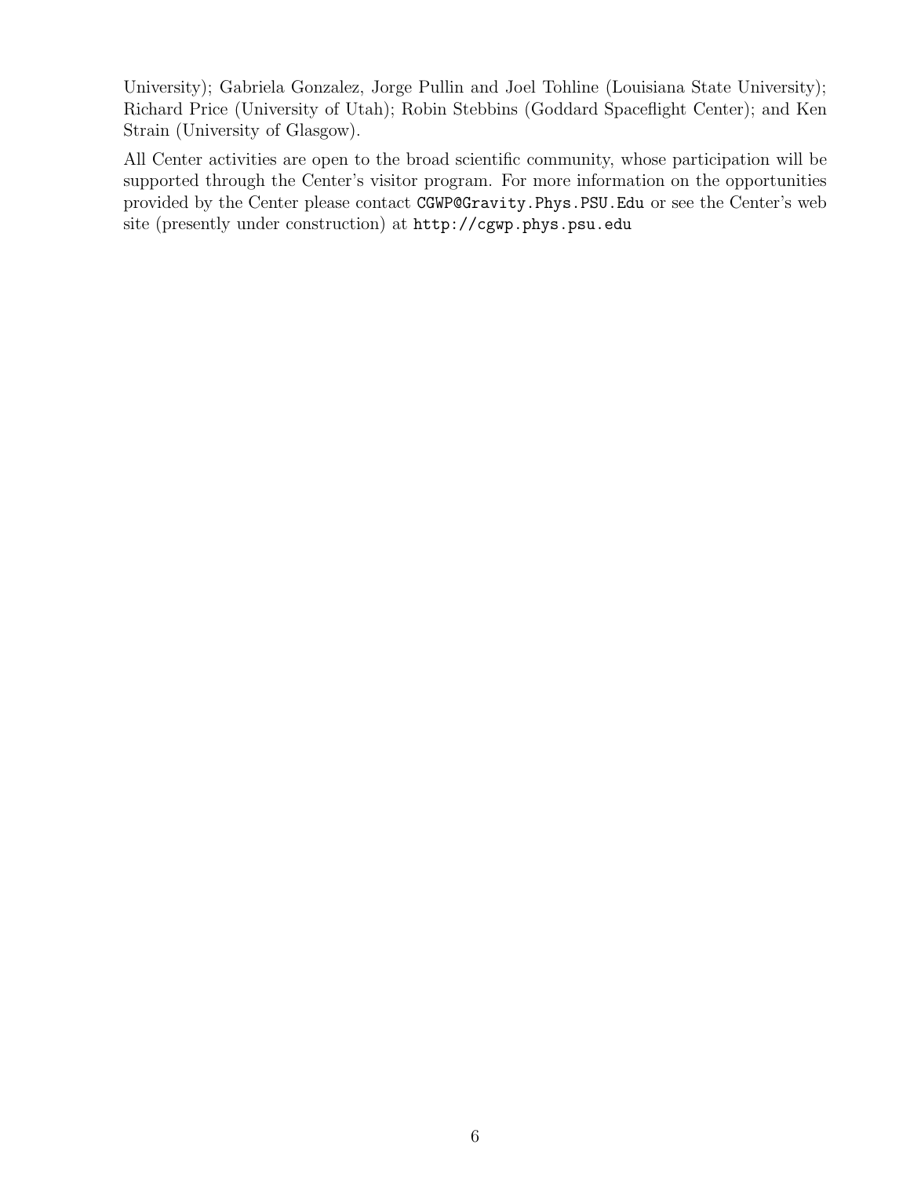University); Gabriela Gonzalez, Jorge Pullin and Joel Tohline (Louisiana State University); Richard Price (University of Utah); Robin Stebbins (Goddard Spaceflight Center); and Ken Strain (University of Glasgow).

All Center activities are open to the broad scientific community, whose participation will be supported through the Center's visitor program. For more information on the opportunities provided by the Center please contact `CGWP@Gravity.Phys.PSU.Edu` or see the Center's web site (presently under construction) at `http://cgwp.phys.psu.edu`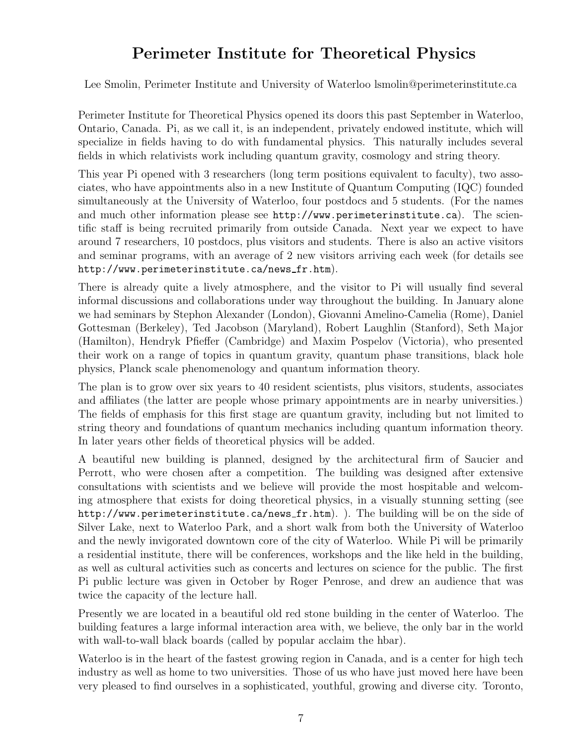# Perimeter Institute for Theoretical Physics

Lee Smolin, Perimeter Institute and University of Waterloo lsmolin@perimeterinstitute.ca

Perimeter Institute for Theoretical Physics opened its doors this past September in Waterloo, Ontario, Canada. Pi, as we call it, is an independent, privately endowed institute, which will specialize in fields having to do with fundamental physics. This naturally includes several fields in which relativists work including quantum gravity, cosmology and string theory.

This year Pi opened with 3 researchers (long term positions equivalent to faculty), two associates, who have appointments also in a new Institute of Quantum Computing (IQC) founded simultaneously at the University of Waterloo, four postdocs and 5 students. (For the names and much other information please see `http://www.perimeterinstitute.ca`). The scientific staff is being recruited primarily from outside Canada. Next year we expect to have around 7 researchers, 10 postdocs, plus visitors and students. There is also an active visitors and seminar programs, with an average of 2 new visitors arriving each week (for details see `http://www.perimeterinstitute.ca/news_fr.htm`).

There is already quite a lively atmosphere, and the visitor to Pi will usually find several informal discussions and collaborations under way throughout the building. In January alone we had seminars by Stephon Alexander (London), Giovanni Amelino-Camelia (Rome), Daniel Gottesman (Berkeley), Ted Jacobson (Maryland), Robert Laughlin (Stanford), Seth Major (Hamilton), Hendryk Pfieffer (Cambridge) and Maxim Pospelov (Victoria), who presented their work on a range of topics in quantum gravity, quantum phase transitions, black hole physics, Planck scale phenomenology and quantum information theory.

The plan is to grow over six years to 40 resident scientists, plus visitors, students, associates and affiliates (the latter are people whose primary appointments are in nearby universities.) The fields of emphasis for this first stage are quantum gravity, including but not limited to string theory and foundations of quantum mechanics including quantum information theory. In later years other fields of theoretical physics will be added.

A beautiful new building is planned, designed by the architectural firm of Saucier and Perrott, who were chosen after a competition. The building was designed after extensive consultations with scientists and we believe will provide the most hospitable and welcoming atmosphere that exists for doing theoretical physics, in a visually stunning setting (see `http://www.perimeterinstitute.ca/news_fr.htm`). ). The building will be on the side of Silver Lake, next to Waterloo Park, and a short walk from both the University of Waterloo and the newly invigorated downtown core of the city of Waterloo. While Pi will be primarily a residential institute, there will be conferences, workshops and the like held in the building, as well as cultural activities such as concerts and lectures on science for the public. The first Pi public lecture was given in October by Roger Penrose, and drew an audience that was twice the capacity of the lecture hall.

Presently we are located in a beautiful old red stone building in the center of Waterloo. The building features a large informal interaction area with, we believe, the only bar in the world with wall-to-wall black boards (called by popular acclaim the hbar).

Waterloo is in the heart of the fastest growing region in Canada, and is a center for high tech industry as well as home to two universities. Those of us who have just moved here have been very pleased to find ourselves in a sophisticated, youthful, growing and diverse city. Toronto,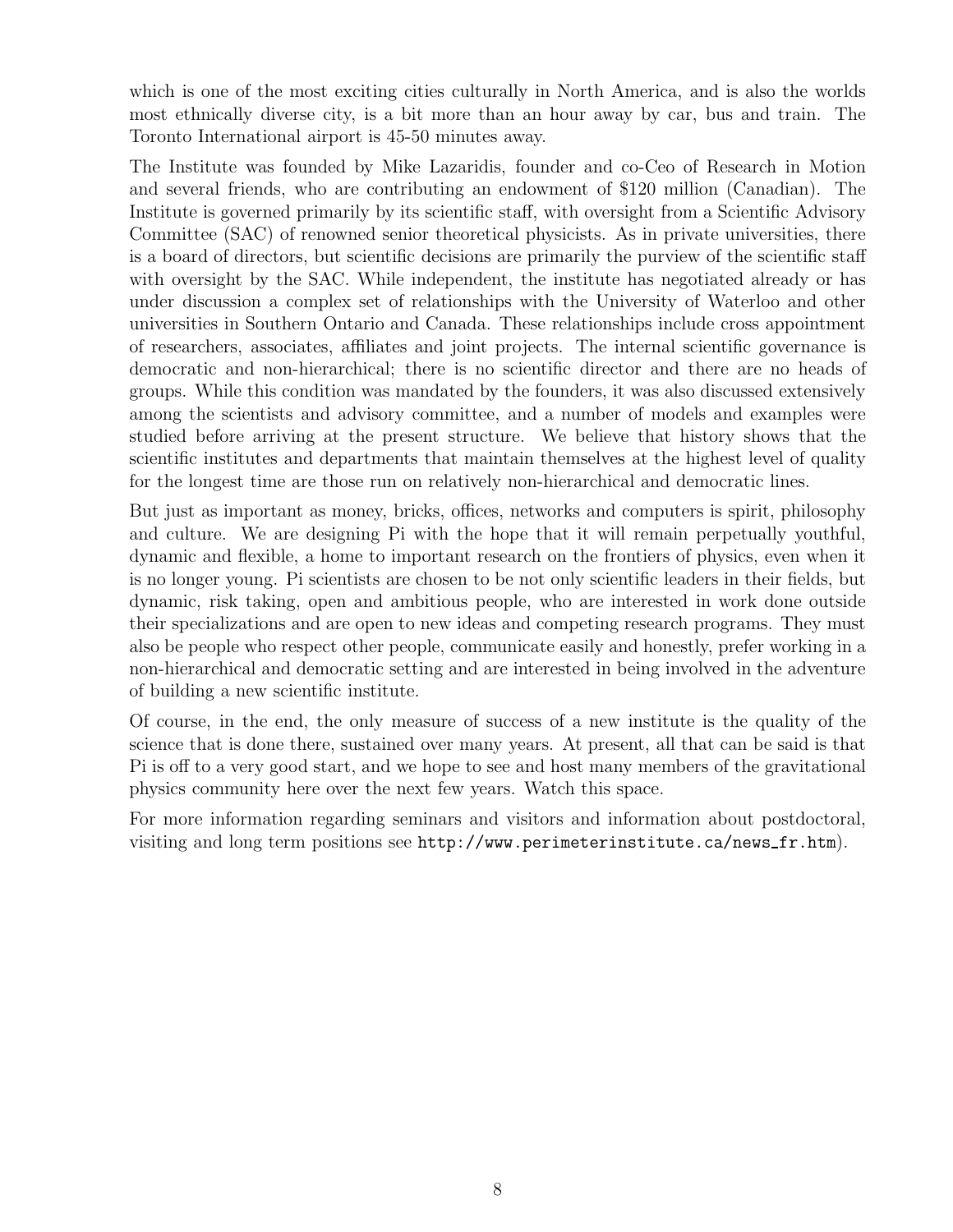which is one of the most exciting cities culturally in North America, and is also the worlds most ethnically diverse city, is a bit more than an hour away by car, bus and train. The Toronto International airport is 45-50 minutes away.

The Institute was founded by Mike Lazaridis, founder and co-Ceo of Research in Motion and several friends, who are contributing an endowment of $120 million (Canadian). The Institute is governed primarily by its scientific staff, with oversight from a Scientific Advisory Committee (SAC) of renowned senior theoretical physicists. As in private universities, there is a board of directors, but scientific decisions are primarily the purview of the scientific staff with oversight by the SAC. While independent, the institute has negotiated already or has under discussion a complex set of relationships with the University of Waterloo and other universities in Southern Ontario and Canada. These relationships include cross appointment of researchers, associates, affiliates and joint projects. The internal scientific governance is democratic and non-hierarchical; there is no scientific director and there are no heads of groups. While this condition was mandated by the founders, it was also discussed extensively among the scientists and advisory committee, and a number of models and examples were studied before arriving at the present structure. We believe that history shows that the scientific institutes and departments that maintain themselves at the highest level of quality for the longest time are those run on relatively non-hierarchical and democratic lines.

But just as important as money, bricks, offices, networks and computers is spirit, philosophy and culture. We are designing Pi with the hope that it will remain perpetually youthful, dynamic and flexible, a home to important research on the frontiers of physics, even when it is no longer young. Pi scientists are chosen to be not only scientific leaders in their fields, but dynamic, risk taking, open and ambitious people, who are interested in work done outside their specializations and are open to new ideas and competing research programs. They must also be people who respect other people, communicate easily and honestly, prefer working in a non-hierarchical and democratic setting and are interested in being involved in the adventure of building a new scientific institute.

Of course, in the end, the only measure of success of a new institute is the quality of the science that is done there, sustained over many years. At present, all that can be said is that Pi is off to a very good start, and we hope to see and host many members of the gravitational physics community here over the next few years. Watch this space.

For more information regarding seminars and visitors and information about postdoctoral, visiting and long term positions see `http://www.perimeterinstitute.ca/news_fr.htm`).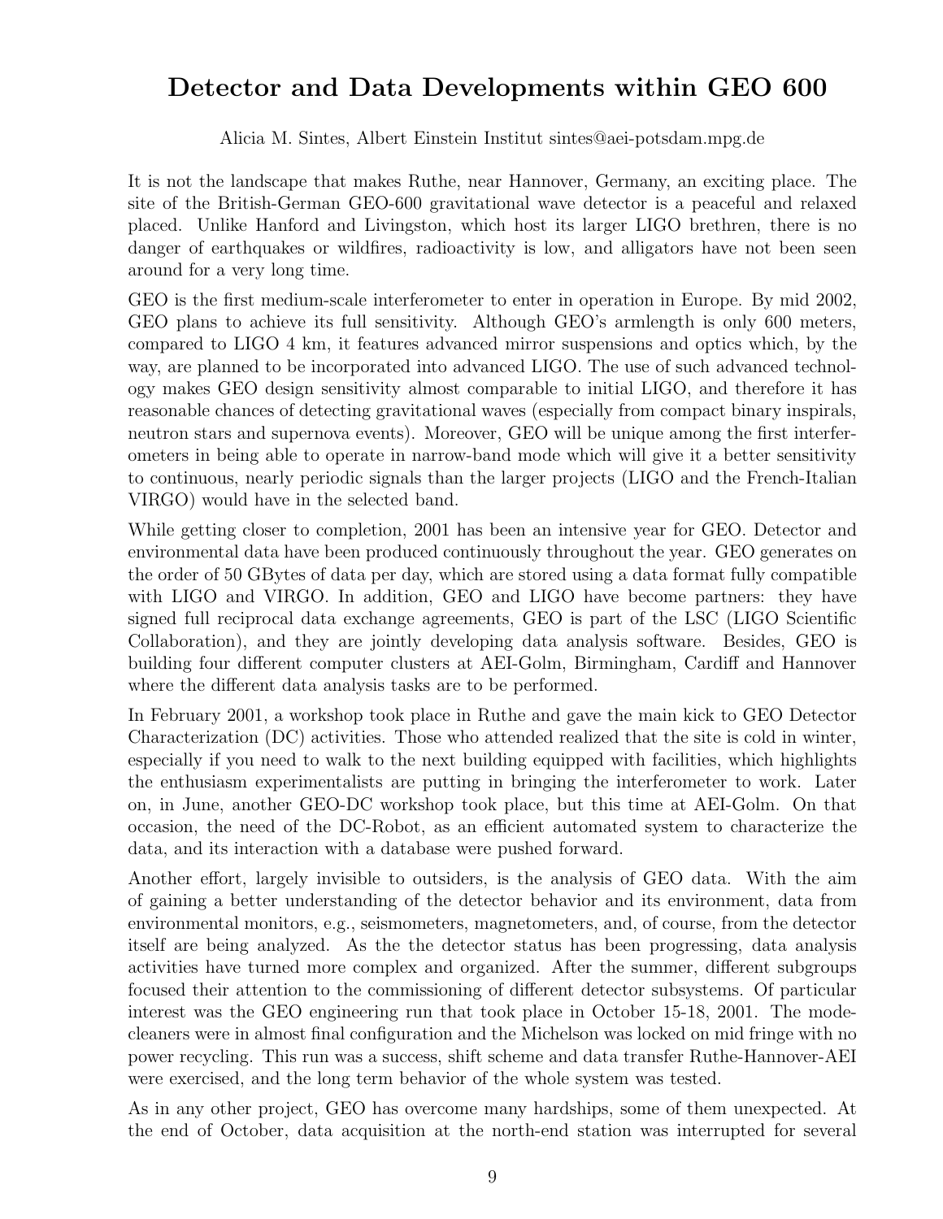# Detector and Data Developments within GEO 600

Alicia M. Sintes, Albert Einstein Institut sintes@aei-potsdam.mpg.de

It is not the landscape that makes Ruthe, near Hannover, Germany, an exciting place. The site of the British-German GEO-600 gravitational wave detector is a peaceful and relaxed placed. Unlike Hanford and Livingston, which host its larger LIGO brethren, there is no danger of earthquakes or wildfires, radioactivity is low, and alligators have not been seen around for a very long time.

GEO is the first medium-scale interferometer to enter in operation in Europe. By mid 2002, GEO plans to achieve its full sensitivity. Although GEO's armlength is only 600 meters, compared to LIGO 4 km, it features advanced mirror suspensions and optics which, by the way, are planned to be incorporated into advanced LIGO. The use of such advanced technology makes GEO design sensitivity almost comparable to initial LIGO, and therefore it has reasonable chances of detecting gravitational waves (especially from compact binary inspirals, neutron stars and supernova events). Moreover, GEO will be unique among the first interferometers in being able to operate in narrow-band mode which will give it a better sensitivity to continuous, nearly periodic signals than the larger projects (LIGO and the French-Italian VIRGO) would have in the selected band.

While getting closer to completion, 2001 has been an intensive year for GEO. Detector and environmental data have been produced continuously throughout the year. GEO generates on the order of 50 GBytes of data per day, which are stored using a data format fully compatible with LIGO and VIRGO. In addition, GEO and LIGO have become partners: they have signed full reciprocal data exchange agreements, GEO is part of the LSC (LIGO Scientific Collaboration), and they are jointly developing data analysis software. Besides, GEO is building four different computer clusters at AEI-Golm, Birmingham, Cardiff and Hannover where the different data analysis tasks are to be performed.

In February 2001, a workshop took place in Ruthe and gave the main kick to GEO Detector Characterization (DC) activities. Those who attended realized that the site is cold in winter, especially if you need to walk to the next building equipped with facilities, which highlights the enthusiasm experimentalists are putting in bringing the interferometer to work. Later on, in June, another GEO-DC workshop took place, but this time at AEI-Golm. On that occasion, the need of the DC-Robot, as an efficient automated system to characterize the data, and its interaction with a database were pushed forward.

Another effort, largely invisible to outsiders, is the analysis of GEO data. With the aim of gaining a better understanding of the detector behavior and its environment, data from environmental monitors, e.g., seismometers, magnetometers, and, of course, from the detector itself are being analyzed. As the the detector status has been progressing, data analysis activities have turned more complex and organized. After the summer, different subgroups focused their attention to the commissioning of different detector subsystems. Of particular interest was the GEO engineering run that took place in October 15-18, 2001. The mode-cleaners were in almost final configuration and the Michelson was locked on mid fringe with no power recycling. This run was a success, shift scheme and data transfer Ruthe-Hannover-AEI were exercised, and the long term behavior of the whole system was tested.

As in any other project, GEO has overcome many hardships, some of them unexpected. At the end of October, data acquisition at the north-end station was interrupted for several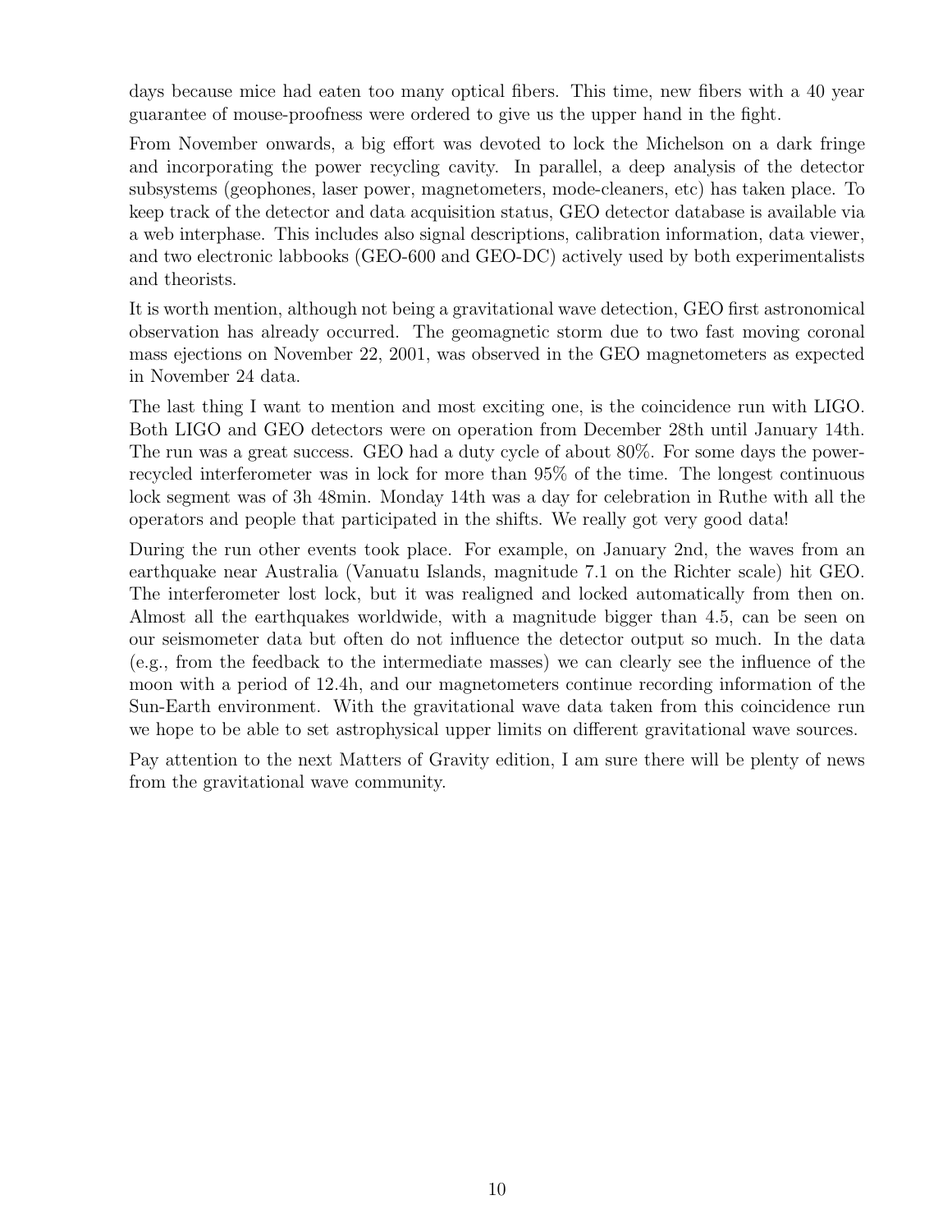days because mice had eaten too many optical fibers. This time, new fibers with a 40 year guarantee of mouse-proofness were ordered to give us the upper hand in the fight.

From November onwards, a big effort was devoted to lock the Michelson on a dark fringe and incorporating the power recycling cavity. In parallel, a deep analysis of the detector subsystems (geophones, laser power, magnetometers, mode-cleaners, etc) has taken place. To keep track of the detector and data acquisition status, GEO detector database is available via a web interphase. This includes also signal descriptions, calibration information, data viewer, and two electronic labbooks (GEO-600 and GEO-DC) actively used by both experimentalists and theorists.

It is worth mention, although not being a gravitational wave detection, GEO first astronomical observation has already occurred. The geomagnetic storm due to two fast moving coronal mass ejections on November 22, 2001, was observed in the GEO magnetometers as expected in November 24 data.

The last thing I want to mention and most exciting one, is the coincidence run with LIGO. Both LIGO and GEO detectors were on operation from December 28th until January 14th. The run was a great success. GEO had a duty cycle of about 80%. For some days the power-recycled interferometer was in lock for more than 95% of the time. The longest continuous lock segment was of 3h 48min. Monday 14th was a day for celebration in Ruthe with all the operators and people that participated in the shifts. We really got very good data!

During the run other events took place. For example, on January 2nd, the waves from an earthquake near Australia (Vanuatu Islands, magnitude 7.1 on the Richter scale) hit GEO. The interferometer lost lock, but it was realigned and locked automatically from then on. Almost all the earthquakes worldwide, with a magnitude bigger than 4.5, can be seen on our seismometer data but often do not influence the detector output so much. In the data (e.g., from the feedback to the intermediate masses) we can clearly see the influence of the moon with a period of 12.4h, and our magnetometers continue recording information of the Sun-Earth environment. With the gravitational wave data taken from this coincidence run we hope to be able to set astrophysical upper limits on different gravitational wave sources.

Pay attention to the next Matters of Gravity edition, I am sure there will be plenty of news from the gravitational wave community.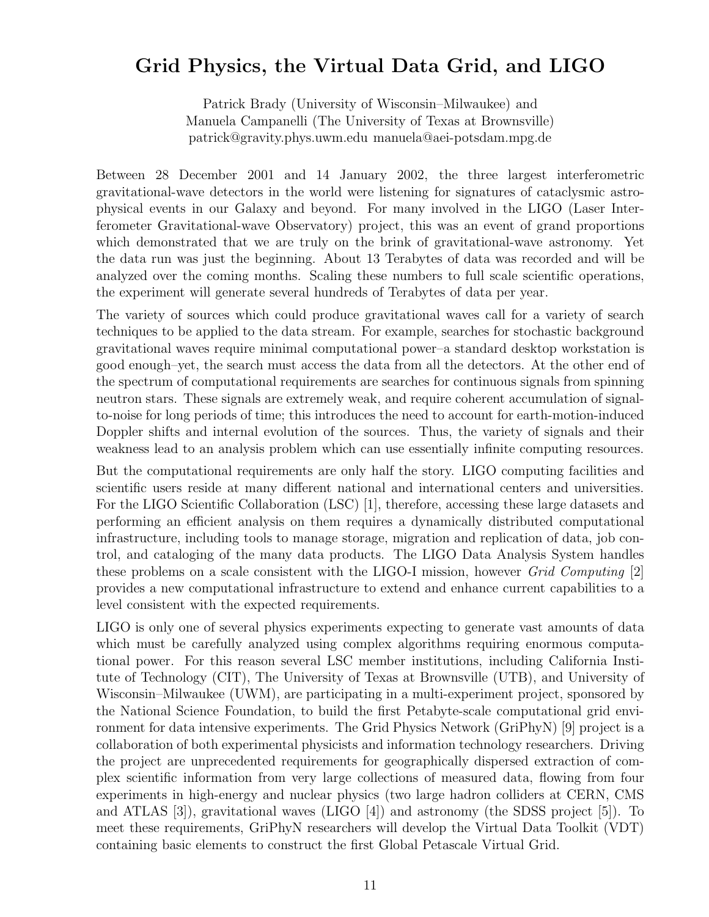# Grid Physics, the Virtual Data Grid, and LIGO

Patrick Brady (University of Wisconsin–Milwaukee) and
Manuela Campanelli (The University of Texas at Brownsville)
patrick@gravity.phys.uwm.edu manuela@aei-potsdam.mpg.de

Between 28 December 2001 and 14 January 2002, the three largest interferometric gravitational-wave detectors in the world were listening for signatures of cataclysmic astrophysical events in our Galaxy and beyond. For many involved in the LIGO (Laser Interferometer Gravitational-wave Observatory) project, this was an event of grand proportions which demonstrated that we are truly on the brink of gravitational-wave astronomy. Yet the data run was just the beginning. About 13 Terabytes of data was recorded and will be analyzed over the coming months. Scaling these numbers to full scale scientific operations, the experiment will generate several hundreds of Terabytes of data per year.

The variety of sources which could produce gravitational waves call for a variety of search techniques to be applied to the data stream. For example, searches for stochastic background gravitational waves require minimal computational power–a standard desktop workstation is good enough–yet, the search must access the data from all the detectors. At the other end of the spectrum of computational requirements are searches for continuous signals from spinning neutron stars. These signals are extremely weak, and require coherent accumulation of signal-to-noise for long periods of time; this introduces the need to account for earth-motion-induced Doppler shifts and internal evolution of the sources. Thus, the variety of signals and their weakness lead to an analysis problem which can use essentially infinite computing resources.

But the computational requirements are only half the story. LIGO computing facilities and scientific users reside at many different national and international centers and universities. For the LIGO Scientific Collaboration (LSC) [1], therefore, accessing these large datasets and performing an efficient analysis on them requires a dynamically distributed computational infrastructure, including tools to manage storage, migration and replication of data, job control, and cataloging of the many data products. The LIGO Data Analysis System handles these problems on a scale consistent with the LIGO-I mission, however *Grid Computing* [2] provides a new computational infrastructure to extend and enhance current capabilities to a level consistent with the expected requirements.

LIGO is only one of several physics experiments expecting to generate vast amounts of data which must be carefully analyzed using complex algorithms requiring enormous computational power. For this reason several LSC member institutions, including California Institute of Technology (CIT), The University of Texas at Brownsville (UTB), and University of Wisconsin–Milwaukee (UWM), are participating in a multi-experiment project, sponsored by the National Science Foundation, to build the first Petabyte-scale computational grid environment for data intensive experiments. The Grid Physics Network (GriPhyN) [9] project is a collaboration of both experimental physicists and information technology researchers. Driving the project are unprecedented requirements for geographically dispersed extraction of complex scientific information from very large collections of measured data, flowing from four experiments in high-energy and nuclear physics (two large hadron colliders at CERN, CMS and ATLAS [3]), gravitational waves (LIGO [4]) and astronomy (the SDSS project [5]). To meet these requirements, GriPhyN researchers will develop the Virtual Data Toolkit (VDT) containing basic elements to construct the first Global Petascale Virtual Grid.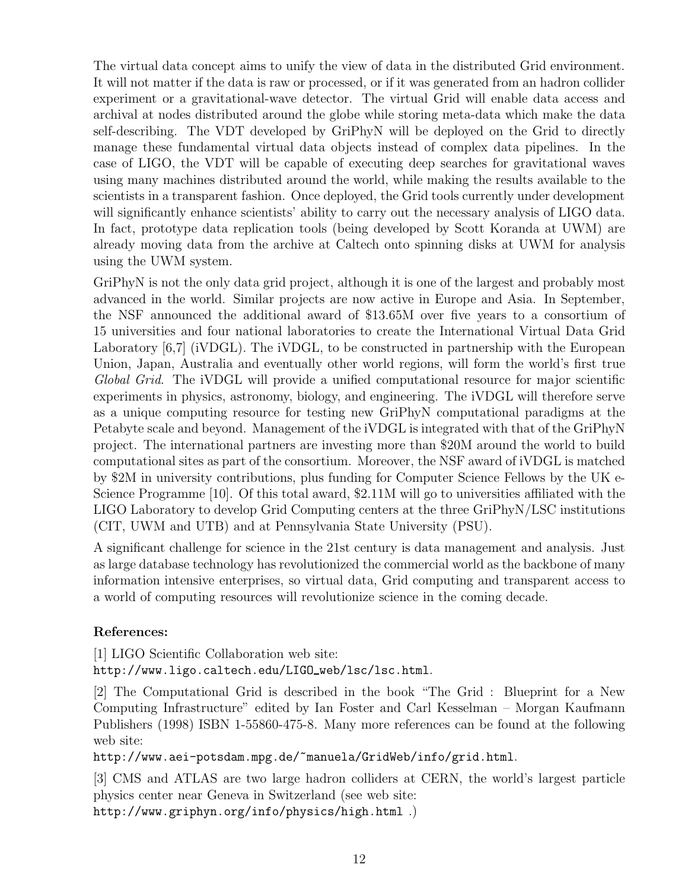The virtual data concept aims to unify the view of data in the distributed Grid environment. It will not matter if the data is raw or processed, or if it was generated from an hadron collider experiment or a gravitational-wave detector. The virtual Grid will enable data access and archival at nodes distributed around the globe while storing meta-data which make the data self-describing. The VDT developed by GriPhyN will be deployed on the Grid to directly manage these fundamental virtual data objects instead of complex data pipelines. In the case of LIGO, the VDT will be capable of executing deep searches for gravitational waves using many machines distributed around the world, while making the results available to the scientists in a transparent fashion. Once deployed, the Grid tools currently under development will significantly enhance scientists' ability to carry out the necessary analysis of LIGO data. In fact, prototype data replication tools (being developed by Scott Koranda at UWM) are already moving data from the archive at Caltech onto spinning disks at UWM for analysis using the UWM system.

GriPhyN is not the only data grid project, although it is one of the largest and probably most advanced in the world. Similar projects are now active in Europe and Asia. In September, the NSF announced the additional award of $13.65M over five years to a consortium of 15 universities and four national laboratories to create the International Virtual Data Grid Laboratory [6,7] (iVDGL). The iVDGL, to be constructed in partnership with the European Union, Japan, Australia and eventually other world regions, will form the world's first true *Global Grid*. The iVDGL will provide a unified computational resource for major scientific experiments in physics, astronomy, biology, and engineering. The iVDGL will therefore serve as a unique computing resource for testing new GriPhyN computational paradigms at the Petabyte scale and beyond. Management of the iVDGL is integrated with that of the GriPhyN project. The international partners are investing more than $20M around the world to build computational sites as part of the consortium. Moreover, the NSF award of iVDGL is matched by $2M in university contributions, plus funding for Computer Science Fellows by the UK e-Science Programme [10]. Of this total award, $2.11M will go to universities affiliated with the LIGO Laboratory to develop Grid Computing centers at the three GriPhyN/LSC institutions (CIT, UWM and UTB) and at Pennsylvania State University (PSU).

A significant challenge for science in the 21st century is data management and analysis. Just as large database technology has revolutionized the commercial world as the backbone of many information intensive enterprises, so virtual data, Grid computing and transparent access to a world of computing resources will revolutionize science in the coming decade.

**References:**

[1] LIGO Scientific Collaboration web site:
`http://www.ligo.caltech.edu/LIGO_web/lsc/lsc.html`.

[2] The Computational Grid is described in the book "The Grid : Blueprint for a New Computing Infrastructure" edited by Ian Foster and Carl Kesselman – Morgan Kaufmann Publishers (1998) ISBN 1-55860-475-8. Many more references can be found at the following web site:
`http://www.aei-potsdam.mpg.de/~manuela/GridWeb/info/grid.html`.

[3] CMS and ATLAS are two large hadron colliders at CERN, the world's largest particle physics center near Geneva in Switzerland (see web site:
`http://www.griphyn.org/info/physics/high.html` .)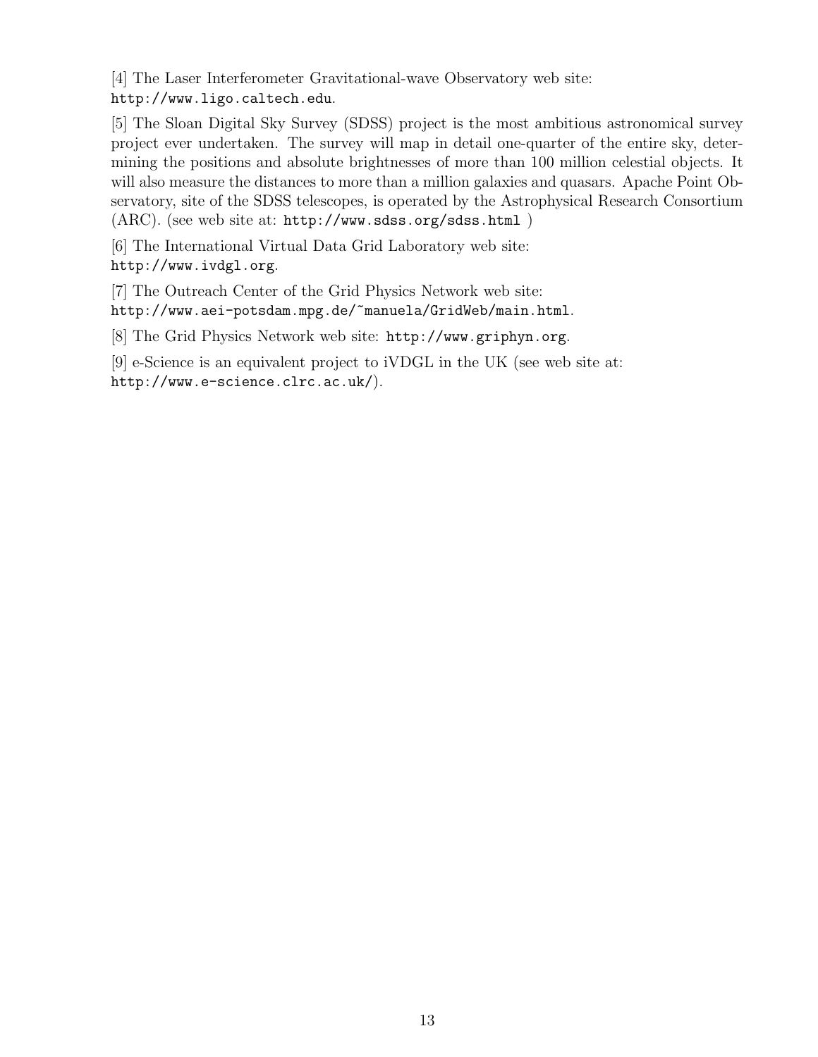[4] The Laser Interferometer Gravitational-wave Observatory web site:
http://www.ligo.caltech.edu.

[5] The Sloan Digital Sky Survey (SDSS) project is the most ambitious astronomical survey project ever undertaken. The survey will map in detail one-quarter of the entire sky, determining the positions and absolute brightnesses of more than 100 million celestial objects. It will also measure the distances to more than a million galaxies and quasars. Apache Point Observatory, site of the SDSS telescopes, is operated by the Astrophysical Research Consortium (ARC). (see web site at: http://www.sdss.org/sdss.html )

[6] The International Virtual Data Grid Laboratory web site:
http://www.ivdgl.org.

[7] The Outreach Center of the Grid Physics Network web site:
http://www.aei-potsdam.mpg.de/~manuela/GridWeb/main.html.

[8] The Grid Physics Network web site: http://www.griphyn.org.

[9] e-Science is an equivalent project to iVDGL in the UK (see web site at:
http://www.e-science.clrc.ac.uk/).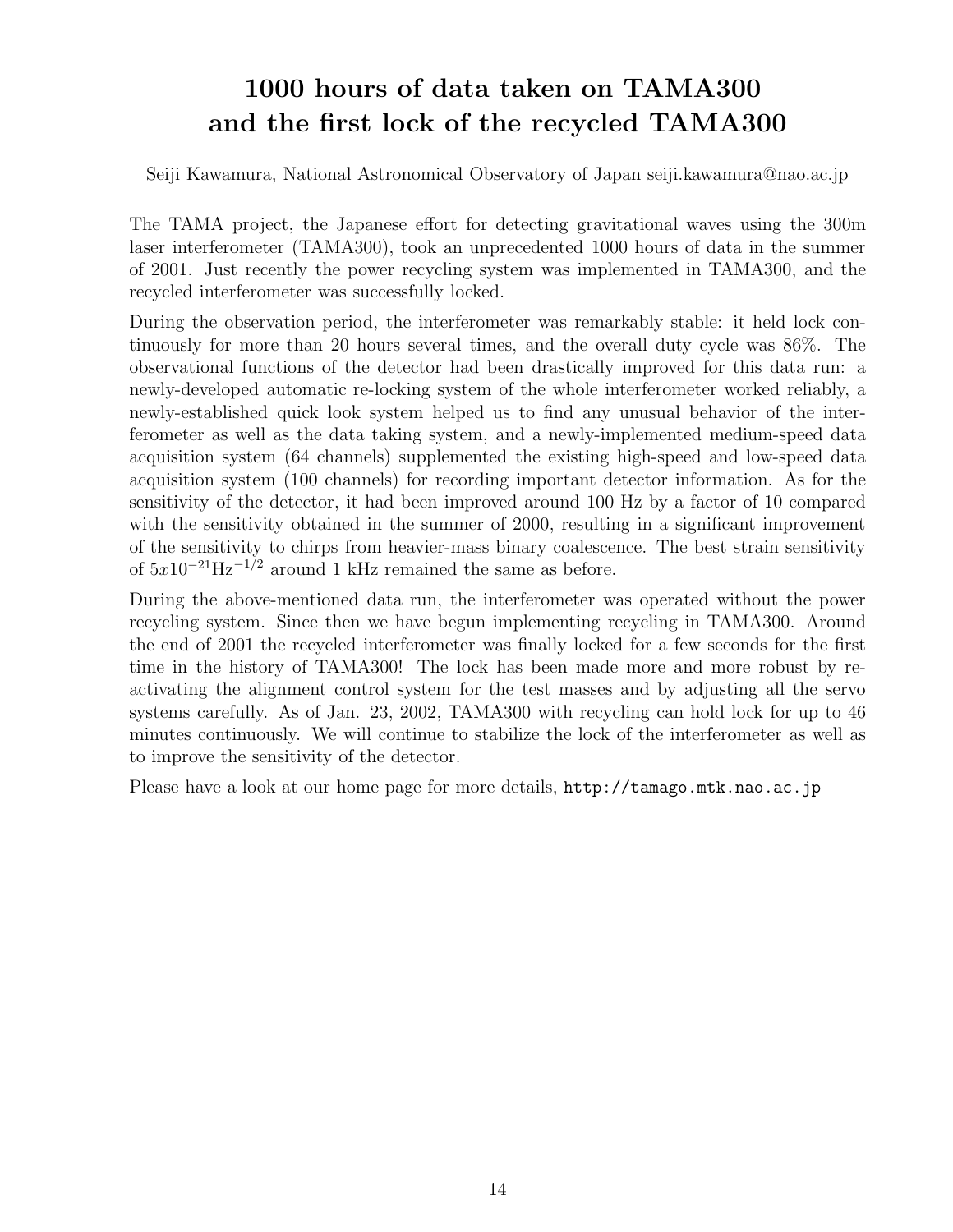# 1000 hours of data taken on TAMA300 and the first lock of the recycled TAMA300

Seiji Kawamura, National Astronomical Observatory of Japan seiji.kawamura@nao.ac.jp

The TAMA project, the Japanese effort for detecting gravitational waves using the 300m laser interferometer (TAMA300), took an unprecedented 1000 hours of data in the summer of 2001. Just recently the power recycling system was implemented in TAMA300, and the recycled interferometer was successfully locked.

During the observation period, the interferometer was remarkably stable: it held lock continuously for more than 20 hours several times, and the overall duty cycle was 86%. The observational functions of the detector had been drastically improved for this data run: a newly-developed automatic re-locking system of the whole interferometer worked reliably, a newly-established quick look system helped us to find any unusual behavior of the interferometer as well as the data taking system, and a newly-implemented medium-speed data acquisition system (64 channels) supplemented the existing high-speed and low-speed data acquisition system (100 channels) for recording important detector information. As for the sensitivity of the detector, it had been improved around 100 Hz by a factor of 10 compared with the sensitivity obtained in the summer of 2000, resulting in a significant improvement of the sensitivity to chirps from heavier-mass binary coalescence. The best strain sensitivity of $5x10^{-21}\mathrm{Hz}^{-1/2}$ around 1 kHz remained the same as before.

During the above-mentioned data run, the interferometer was operated without the power recycling system. Since then we have begun implementing recycling in TAMA300. Around the end of 2001 the recycled interferometer was finally locked for a few seconds for the first time in the history of TAMA300! The lock has been made more and more robust by re-activating the alignment control system for the test masses and by adjusting all the servo systems carefully. As of Jan. 23, 2002, TAMA300 with recycling can hold lock for up to 46 minutes continuously. We will continue to stabilize the lock of the interferometer as well as to improve the sensitivity of the detector.

Please have a look at our home page for more details, `http://tamago.mtk.nao.ac.jp`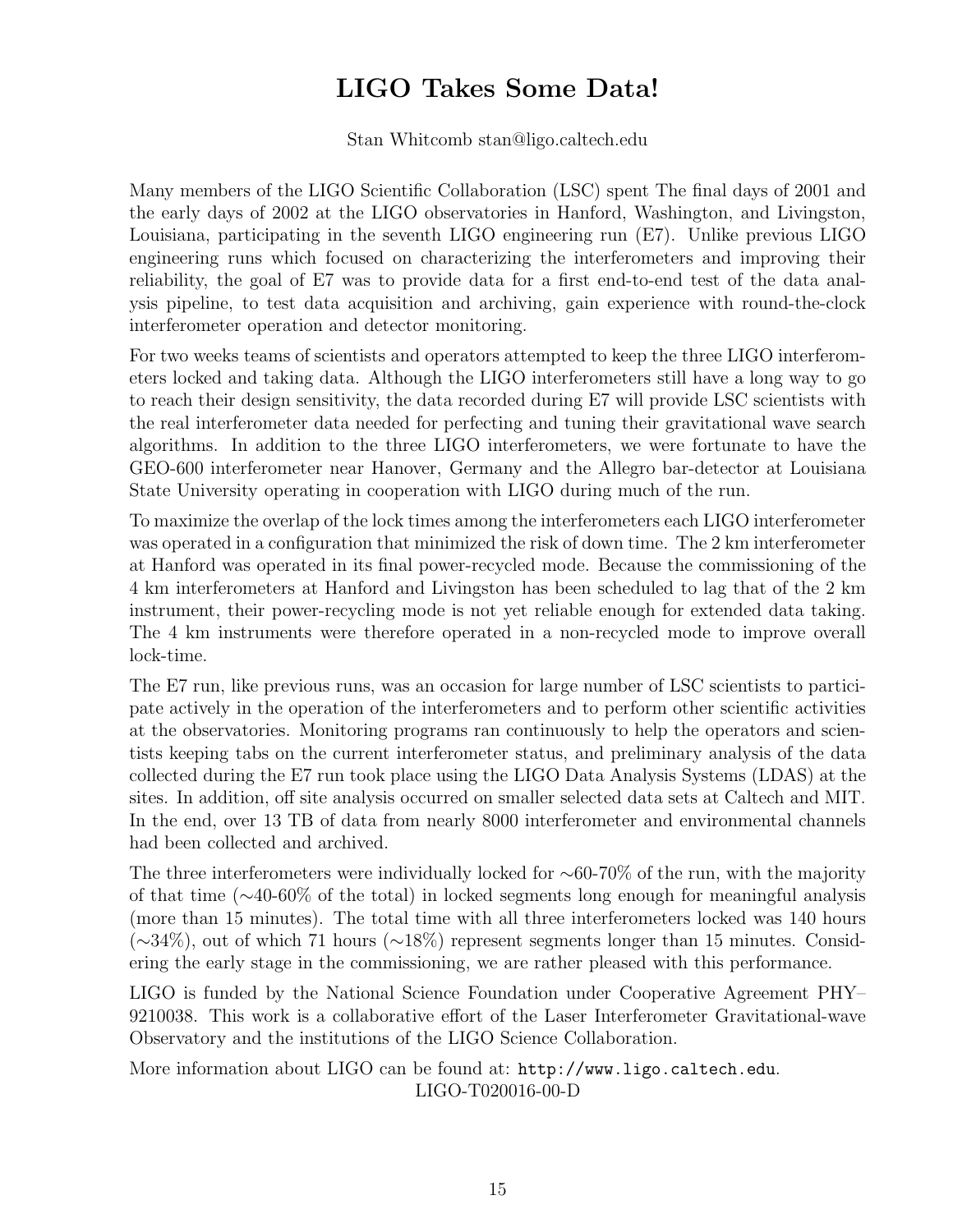# LIGO Takes Some Data!

Stan Whitcomb stan@ligo.caltech.edu

Many members of the LIGO Scientific Collaboration (LSC) spent The final days of 2001 and the early days of 2002 at the LIGO observatories in Hanford, Washington, and Livingston, Louisiana, participating in the seventh LIGO engineering run (E7). Unlike previous LIGO engineering runs which focused on characterizing the interferometers and improving their reliability, the goal of E7 was to provide data for a first end-to-end test of the data analysis pipeline, to test data acquisition and archiving, gain experience with round-the-clock interferometer operation and detector monitoring.

For two weeks teams of scientists and operators attempted to keep the three LIGO interferometers locked and taking data. Although the LIGO interferometers still have a long way to go to reach their design sensitivity, the data recorded during E7 will provide LSC scientists with the real interferometer data needed for perfecting and tuning their gravitational wave search algorithms. In addition to the three LIGO interferometers, we were fortunate to have the GEO-600 interferometer near Hanover, Germany and the Allegro bar-detector at Louisiana State University operating in cooperation with LIGO during much of the run.

To maximize the overlap of the lock times among the interferometers each LIGO interferometer was operated in a configuration that minimized the risk of down time. The 2 km interferometer at Hanford was operated in its final power-recycled mode. Because the commissioning of the 4 km interferometers at Hanford and Livingston has been scheduled to lag that of the 2 km instrument, their power-recycling mode is not yet reliable enough for extended data taking. The 4 km instruments were therefore operated in a non-recycled mode to improve overall lock-time.

The E7 run, like previous runs, was an occasion for large number of LSC scientists to participate actively in the operation of the interferometers and to perform other scientific activities at the observatories. Monitoring programs ran continuously to help the operators and scientists keeping tabs on the current interferometer status, and preliminary analysis of the data collected during the E7 run took place using the LIGO Data Analysis Systems (LDAS) at the sites. In addition, off site analysis occurred on smaller selected data sets at Caltech and MIT. In the end, over 13 TB of data from nearly 8000 interferometer and environmental channels had been collected and archived.

The three interferometers were individually locked for $\sim$60-70% of the run, with the majority of that time ($\sim$40-60% of the total) in locked segments long enough for meaningful analysis (more than 15 minutes). The total time with all three interferometers locked was 140 hours ($\sim$34%), out of which 71 hours ($\sim$18%) represent segments longer than 15 minutes. Considering the early stage in the commissioning, we are rather pleased with this performance.

LIGO is funded by the National Science Foundation under Cooperative Agreement PHY–9210038. This work is a collaborative effort of the Laser Interferometer Gravitational-wave Observatory and the institutions of the LIGO Science Collaboration.

More information about LIGO can be found at: `http://www.ligo.caltech.edu`.

LIGO-T020016-00-D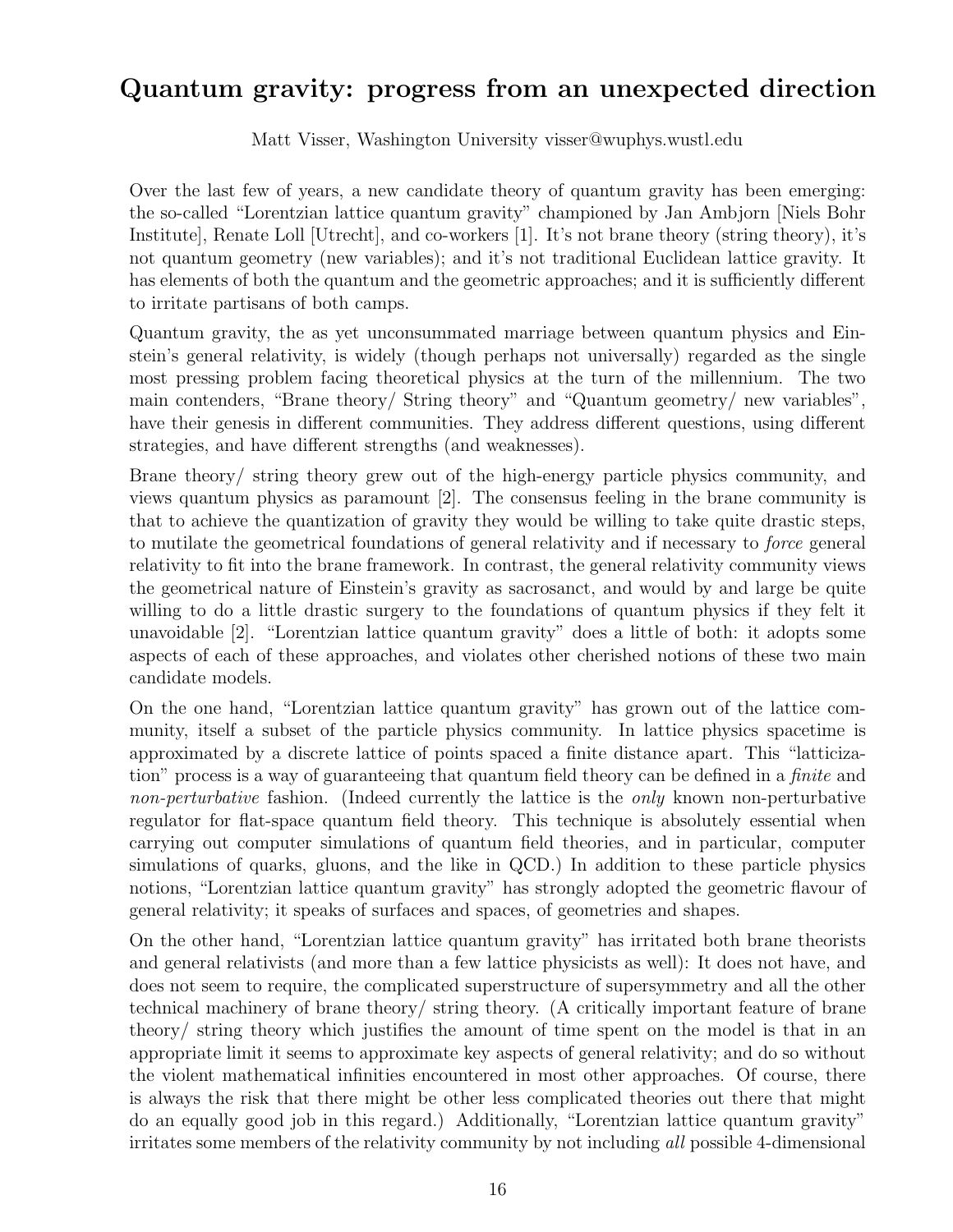## Quantum gravity: progress from an unexpected direction

Matt Visser, Washington University visser@wuphys.wustl.edu

Over the last few of years, a new candidate theory of quantum gravity has been emerging: the so-called "Lorentzian lattice quantum gravity" championed by Jan Ambjorn [Niels Bohr Institute], Renate Loll [Utrecht], and co-workers [1]. It's not brane theory (string theory), it's not quantum geometry (new variables); and it's not traditional Euclidean lattice gravity. It has elements of both the quantum and the geometric approaches; and it is sufficiently different to irritate partisans of both camps.

Quantum gravity, the as yet unconsummated marriage between quantum physics and Einstein's general relativity, is widely (though perhaps not universally) regarded as the single most pressing problem facing theoretical physics at the turn of the millennium. The two main contenders, "Brane theory/ String theory" and "Quantum geometry/ new variables", have their genesis in different communities. They address different questions, using different strategies, and have different strengths (and weaknesses).

Brane theory/ string theory grew out of the high-energy particle physics community, and views quantum physics as paramount [2]. The consensus feeling in the brane community is that to achieve the quantization of gravity they would be willing to take quite drastic steps, to mutilate the geometrical foundations of general relativity and if necessary to *force* general relativity to fit into the brane framework. In contrast, the general relativity community views the geometrical nature of Einstein's gravity as sacrosanct, and would by and large be quite willing to do a little drastic surgery to the foundations of quantum physics if they felt it unavoidable [2]. "Lorentzian lattice quantum gravity" does a little of both: it adopts some aspects of each of these approaches, and violates other cherished notions of these two main candidate models.

On the one hand, "Lorentzian lattice quantum gravity" has grown out of the lattice community, itself a subset of the particle physics community. In lattice physics spacetime is approximated by a discrete lattice of points spaced a finite distance apart. This "latticization" process is a way of guaranteeing that quantum field theory can be defined in a *finite* and *non-perturbative* fashion. (Indeed currently the lattice is the *only* known non-perturbative regulator for flat-space quantum field theory. This technique is absolutely essential when carrying out computer simulations of quantum field theories, and in particular, computer simulations of quarks, gluons, and the like in QCD.) In addition to these particle physics notions, "Lorentzian lattice quantum gravity" has strongly adopted the geometric flavour of general relativity; it speaks of surfaces and spaces, of geometries and shapes.

On the other hand, "Lorentzian lattice quantum gravity" has irritated both brane theorists and general relativists (and more than a few lattice physicists as well): It does not have, and does not seem to require, the complicated superstructure of supersymmetry and all the other technical machinery of brane theory/ string theory. (A critically important feature of brane theory/ string theory which justifies the amount of time spent on the model is that in an appropriate limit it seems to approximate key aspects of general relativity; and do so without the violent mathematical infinities encountered in most other approaches. Of course, there is always the risk that there might be other less complicated theories out there that might do an equally good job in this regard.) Additionally, "Lorentzian lattice quantum gravity" irritates some members of the relativity community by not including *all* possible 4-dimensional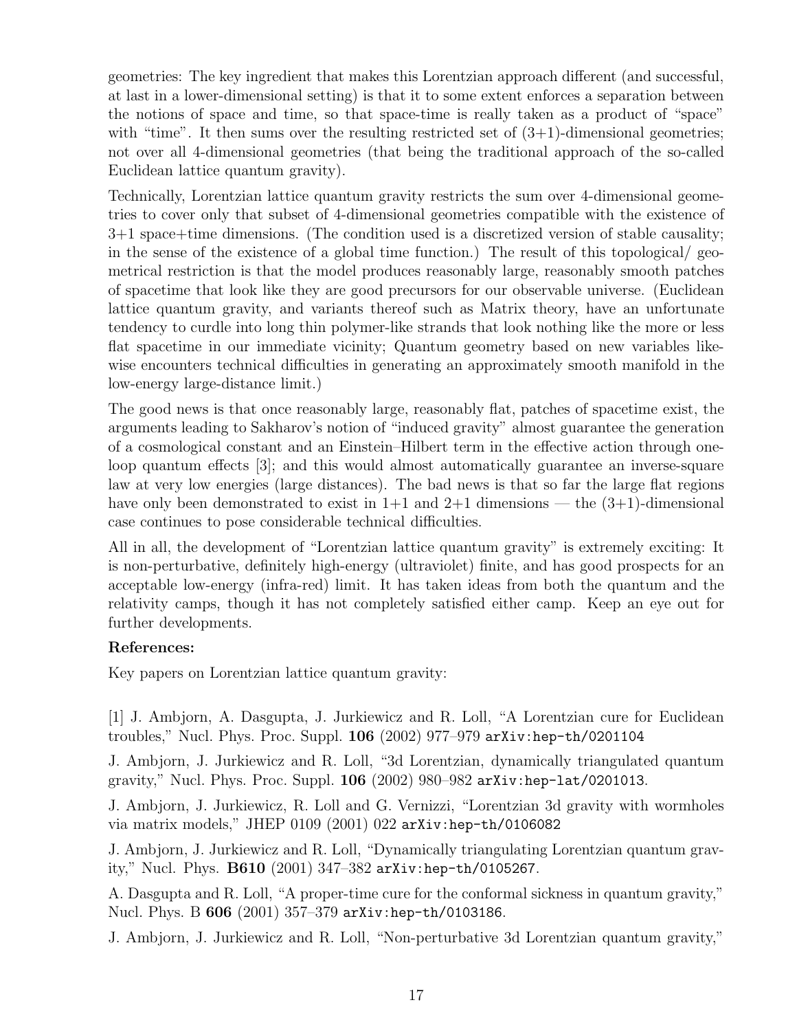geometries: The key ingredient that makes this Lorentzian approach different (and successful, at last in a lower-dimensional setting) is that it to some extent enforces a separation between the notions of space and time, so that space-time is really taken as a product of "space" with "time". It then sums over the resulting restricted set of (3+1)-dimensional geometries; not over all 4-dimensional geometries (that being the traditional approach of the so-called Euclidean lattice quantum gravity).

Technically, Lorentzian lattice quantum gravity restricts the sum over 4-dimensional geometries to cover only that subset of 4-dimensional geometries compatible with the existence of 3+1 space+time dimensions. (The condition used is a discretized version of stable causality; in the sense of the existence of a global time function.) The result of this topological/ geometrical restriction is that the model produces reasonably large, reasonably smooth patches of spacetime that look like they are good precursors for our observable universe. (Euclidean lattice quantum gravity, and variants thereof such as Matrix theory, have an unfortunate tendency to curdle into long thin polymer-like strands that look nothing like the more or less flat spacetime in our immediate vicinity; Quantum geometry based on new variables likewise encounters technical difficulties in generating an approximately smooth manifold in the low-energy large-distance limit.)

The good news is that once reasonably large, reasonably flat, patches of spacetime exist, the arguments leading to Sakharov's notion of "induced gravity" almost guarantee the generation of a cosmological constant and an Einstein–Hilbert term in the effective action through one-loop quantum effects [3]; and this would almost automatically guarantee an inverse-square law at very low energies (large distances). The bad news is that so far the large flat regions have only been demonstrated to exist in 1+1 and 2+1 dimensions — the (3+1)-dimensional case continues to pose considerable technical difficulties.

All in all, the development of "Lorentzian lattice quantum gravity" is extremely exciting: It is non-perturbative, definitely high-energy (ultraviolet) finite, and has good prospects for an acceptable low-energy (infra-red) limit. It has taken ideas from both the quantum and the relativity camps, though it has not completely satisfied either camp. Keep an eye out for further developments.

**References:**

Key papers on Lorentzian lattice quantum gravity:

[1] J. Ambjorn, A. Dasgupta, J. Jurkiewicz and R. Loll, "A Lorentzian cure for Euclidean troubles," Nucl. Phys. Proc. Suppl. **106** (2002) 977–979 `arXiv:hep-th/0201104`

J. Ambjorn, J. Jurkiewicz and R. Loll, "3d Lorentzian, dynamically triangulated quantum gravity," Nucl. Phys. Proc. Suppl. **106** (2002) 980–982 `arXiv:hep-lat/0201013`.

J. Ambjorn, J. Jurkiewicz, R. Loll and G. Vernizzi, "Lorentzian 3d gravity with wormholes via matrix models," JHEP 0109 (2001) 022 `arXiv:hep-th/0106082`

J. Ambjorn, J. Jurkiewicz and R. Loll, "Dynamically triangulating Lorentzian quantum gravity," Nucl. Phys. **B610** (2001) 347–382 `arXiv:hep-th/0105267`.

A. Dasgupta and R. Loll, "A proper-time cure for the conformal sickness in quantum gravity," Nucl. Phys. B **606** (2001) 357–379 `arXiv:hep-th/0103186`.

J. Ambjorn, J. Jurkiewicz and R. Loll, "Non-perturbative 3d Lorentzian quantum gravity,"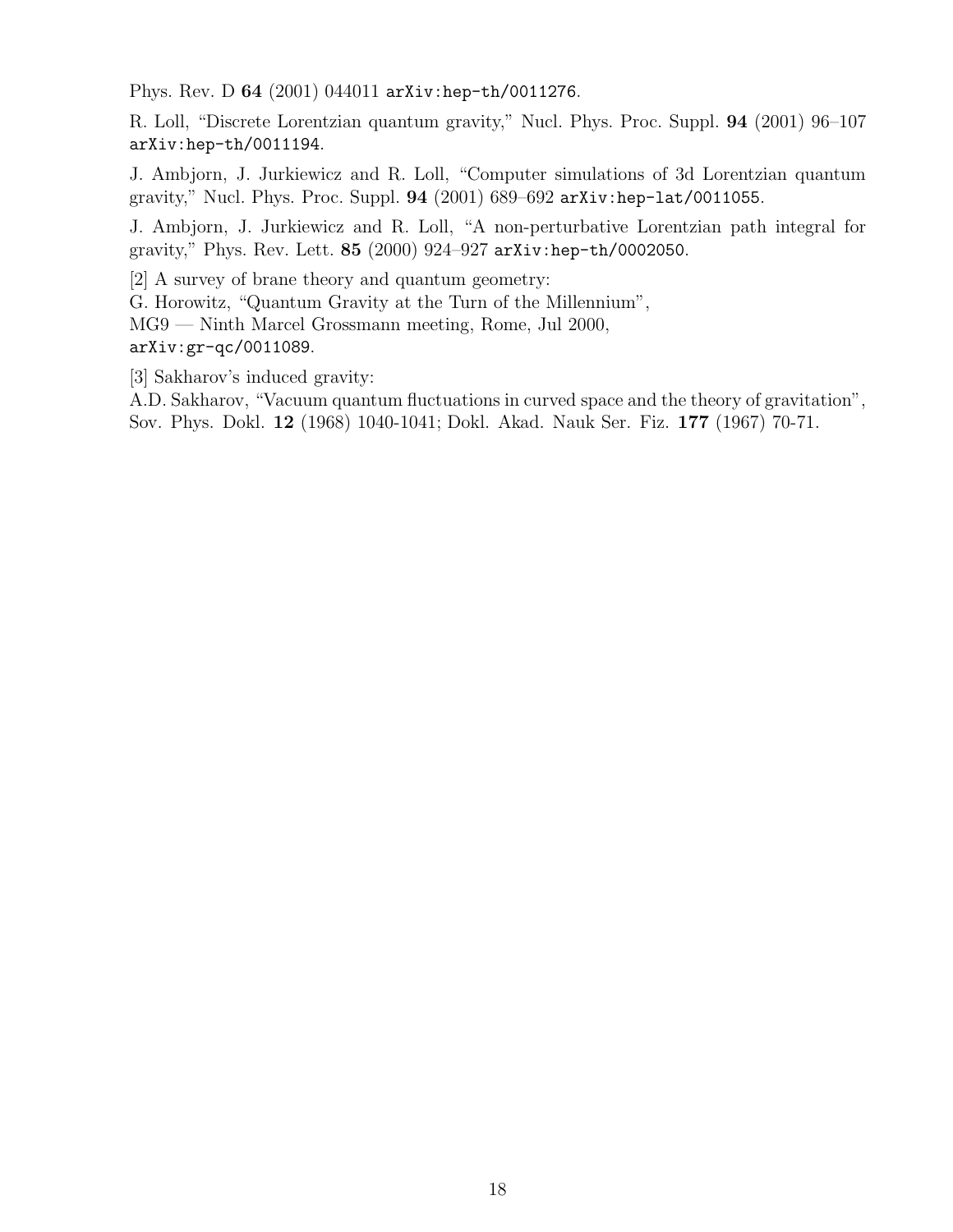Phys. Rev. D **64** (2001) 044011 arXiv:hep-th/0011276.

R. Loll, "Discrete Lorentzian quantum gravity," Nucl. Phys. Proc. Suppl. **94** (2001) 96–107 arXiv:hep-th/0011194.

J. Ambjorn, J. Jurkiewicz and R. Loll, "Computer simulations of 3d Lorentzian quantum gravity," Nucl. Phys. Proc. Suppl. **94** (2001) 689–692 arXiv:hep-lat/0011055.

J. Ambjorn, J. Jurkiewicz and R. Loll, "A non-perturbative Lorentzian path integral for gravity," Phys. Rev. Lett. **85** (2000) 924–927 arXiv:hep-th/0002050.

[2] A survey of brane theory and quantum geometry:
G. Horowitz, "Quantum Gravity at the Turn of the Millennium",
MG9 — Ninth Marcel Grossmann meeting, Rome, Jul 2000,
arXiv:gr-qc/0011089.

[3] Sakharov's induced gravity:
A.D. Sakharov, "Vacuum quantum fluctuations in curved space and the theory of gravitation", Sov. Phys. Dokl. **12** (1968) 1040-1041; Dokl. Akad. Nauk Ser. Fiz. **177** (1967) 70-71.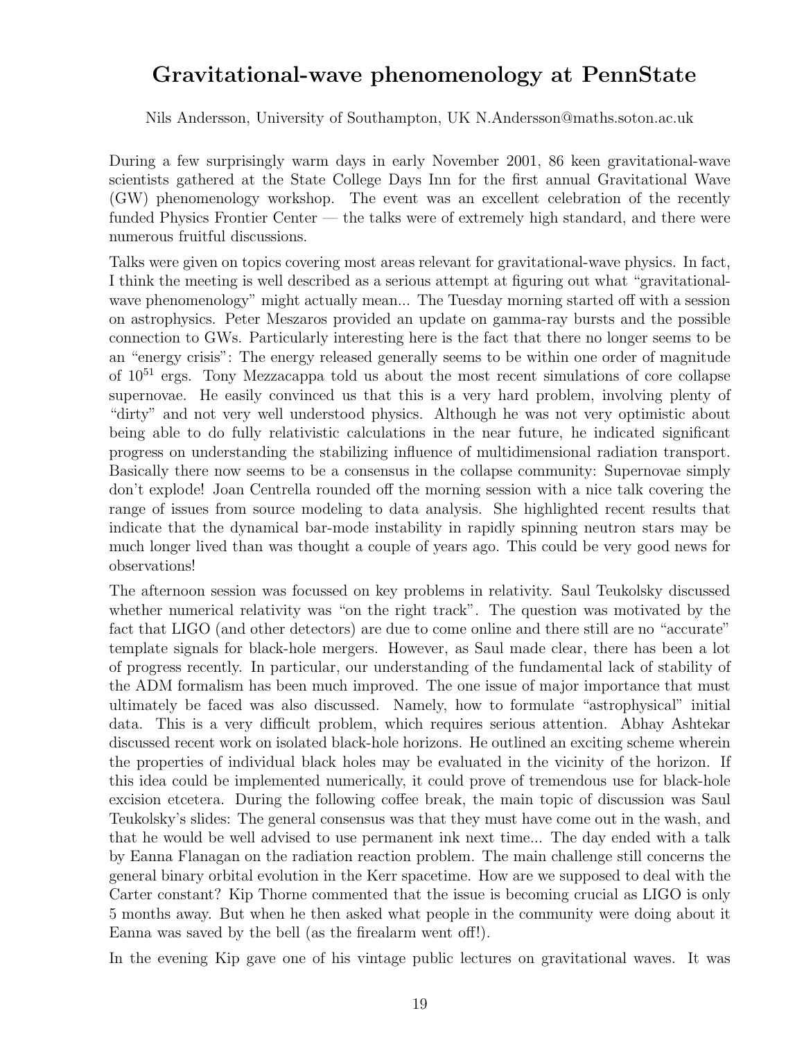# Gravitational-wave phenomenology at PennState

Nils Andersson, University of Southampton, UK N.Andersson@maths.soton.ac.uk

During a few surprisingly warm days in early November 2001, 86 keen gravitational-wave scientists gathered at the State College Days Inn for the first annual Gravitational Wave (GW) phenomenology workshop. The event was an excellent celebration of the recently funded Physics Frontier Center — the talks were of extremely high standard, and there were numerous fruitful discussions.

Talks were given on topics covering most areas relevant for gravitational-wave physics. In fact, I think the meeting is well described as a serious attempt at figuring out what "gravitational-wave phenomenology" might actually mean... The Tuesday morning started off with a session on astrophysics. Peter Meszaros provided an update on gamma-ray bursts and the possible connection to GWs. Particularly interesting here is the fact that there no longer seems to be an "energy crisis": The energy released generally seems to be within one order of magnitude of $10^{51}$ ergs. Tony Mezzacappa told us about the most recent simulations of core collapse supernovae. He easily convinced us that this is a very hard problem, involving plenty of "dirty" and not very well understood physics. Although he was not very optimistic about being able to do fully relativistic calculations in the near future, he indicated significant progress on understanding the stabilizing influence of multidimensional radiation transport. Basically there now seems to be a consensus in the collapse community: Supernovae simply don't explode! Joan Centrella rounded off the morning session with a nice talk covering the range of issues from source modeling to data analysis. She highlighted recent results that indicate that the dynamical bar-mode instability in rapidly spinning neutron stars may be much longer lived than was thought a couple of years ago. This could be very good news for observations!

The afternoon session was focussed on key problems in relativity. Saul Teukolsky discussed whether numerical relativity was "on the right track". The question was motivated by the fact that LIGO (and other detectors) are due to come online and there still are no "accurate" template signals for black-hole mergers. However, as Saul made clear, there has been a lot of progress recently. In particular, our understanding of the fundamental lack of stability of the ADM formalism has been much improved. The one issue of major importance that must ultimately be faced was also discussed. Namely, how to formulate "astrophysical" initial data. This is a very difficult problem, which requires serious attention. Abhay Ashtekar discussed recent work on isolated black-hole horizons. He outlined an exciting scheme wherein the properties of individual black holes may be evaluated in the vicinity of the horizon. If this idea could be implemented numerically, it could prove of tremendous use for black-hole excision etcetera. During the following coffee break, the main topic of discussion was Saul Teukolsky's slides: The general consensus was that they must have come out in the wash, and that he would be well advised to use permanent ink next time... The day ended with a talk by Eanna Flanagan on the radiation reaction problem. The main challenge still concerns the general binary orbital evolution in the Kerr spacetime. How are we supposed to deal with the Carter constant? Kip Thorne commented that the issue is becoming crucial as LIGO is only 5 months away. But when he then asked what people in the community were doing about it Eanna was saved by the bell (as the firealarm went off!).

In the evening Kip gave one of his vintage public lectures on gravitational waves. It was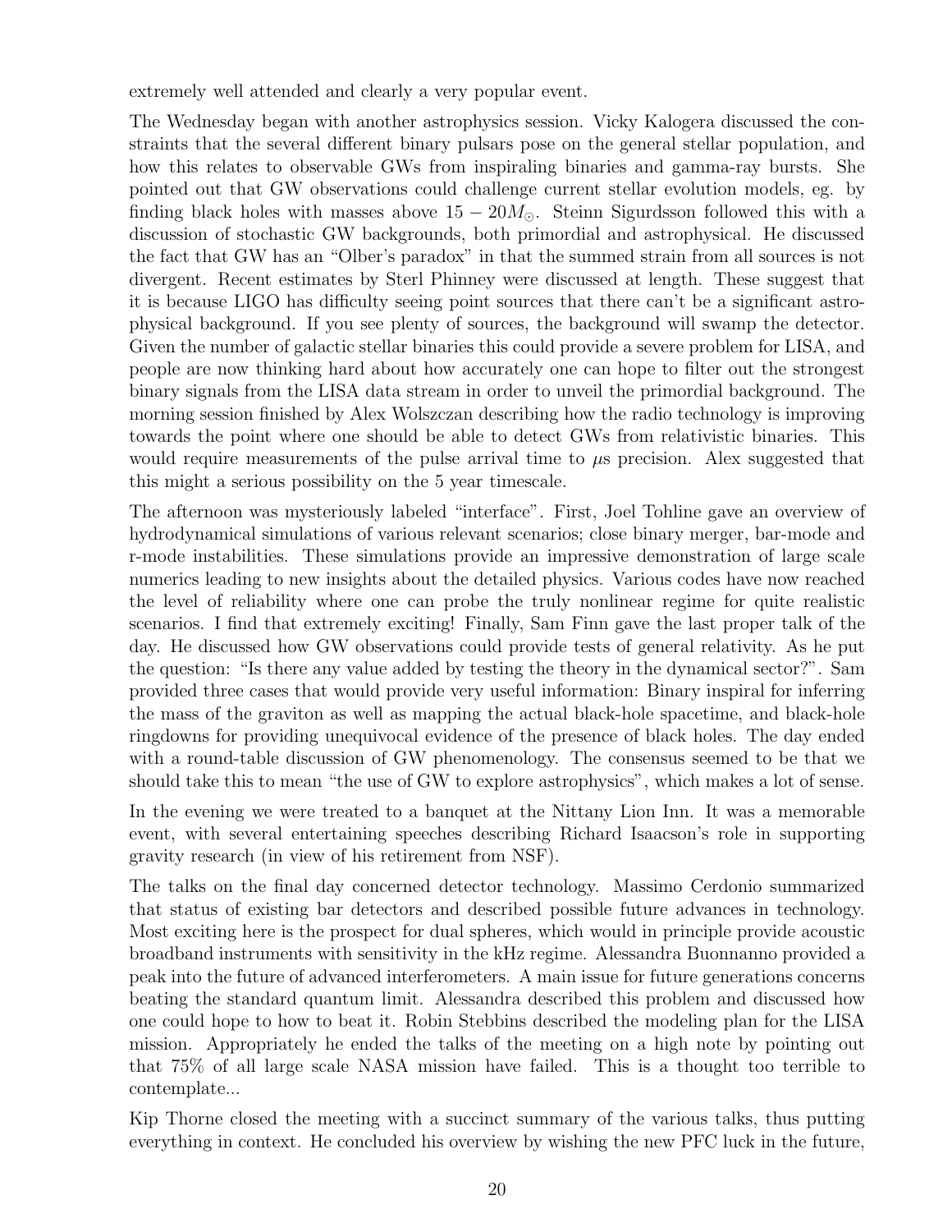extremely well attended and clearly a very popular event.

The Wednesday began with another astrophysics session. Vicky Kalogera discussed the constraints that the several different binary pulsars pose on the general stellar population, and how this relates to observable GWs from inspiraling binaries and gamma-ray bursts. She pointed out that GW observations could challenge current stellar evolution models, eg. by finding black holes with masses above $15 - 20 M_{\odot}$. Steinn Sigurdsson followed this with a discussion of stochastic GW backgrounds, both primordial and astrophysical. He discussed the fact that GW has an "Olber's paradox" in that the summed strain from all sources is not divergent. Recent estimates by Sterl Phinney were discussed at length. These suggest that it is because LIGO has difficulty seeing point sources that there can't be a significant astrophysical background. If you see plenty of sources, the background will swamp the detector. Given the number of galactic stellar binaries this could provide a severe problem for LISA, and people are now thinking hard about how accurately one can hope to filter out the strongest binary signals from the LISA data stream in order to unveil the primordial background. The morning session finished by Alex Wolszczan describing how the radio technology is improving towards the point where one should be able to detect GWs from relativistic binaries. This would require measurements of the pulse arrival time to $\mu$s precision. Alex suggested that this might a serious possibility on the 5 year timescale.

The afternoon was mysteriously labeled "interface". First, Joel Tohline gave an overview of hydrodynamical simulations of various relevant scenarios; close binary merger, bar-mode and r-mode instabilities. These simulations provide an impressive demonstration of large scale numerics leading to new insights about the detailed physics. Various codes have now reached the level of reliability where one can probe the truly nonlinear regime for quite realistic scenarios. I find that extremely exciting! Finally, Sam Finn gave the last proper talk of the day. He discussed how GW observations could provide tests of general relativity. As he put the question: "Is there any value added by testing the theory in the dynamical sector?". Sam provided three cases that would provide very useful information: Binary inspiral for inferring the mass of the graviton as well as mapping the actual black-hole spacetime, and black-hole ringdowns for providing unequivocal evidence of the presence of black holes. The day ended with a round-table discussion of GW phenomenology. The consensus seemed to be that we should take this to mean "the use of GW to explore astrophysics", which makes a lot of sense.

In the evening we were treated to a banquet at the Nittany Lion Inn. It was a memorable event, with several entertaining speeches describing Richard Isaacson's role in supporting gravity research (in view of his retirement from NSF).

The talks on the final day concerned detector technology. Massimo Cerdonio summarized that status of existing bar detectors and described possible future advances in technology. Most exciting here is the prospect for dual spheres, which would in principle provide acoustic broadband instruments with sensitivity in the kHz regime. Alessandra Buonnanno provided a peak into the future of advanced interferometers. A main issue for future generations concerns beating the standard quantum limit. Alessandra described this problem and discussed how one could hope to how to beat it. Robin Stebbins described the modeling plan for the LISA mission. Appropriately he ended the talks of the meeting on a high note by pointing out that 75% of all large scale NASA mission have failed. This is a thought too terrible to contemplate...

Kip Thorne closed the meeting with a succinct summary of the various talks, thus putting everything in context. He concluded his overview by wishing the new PFC luck in the future,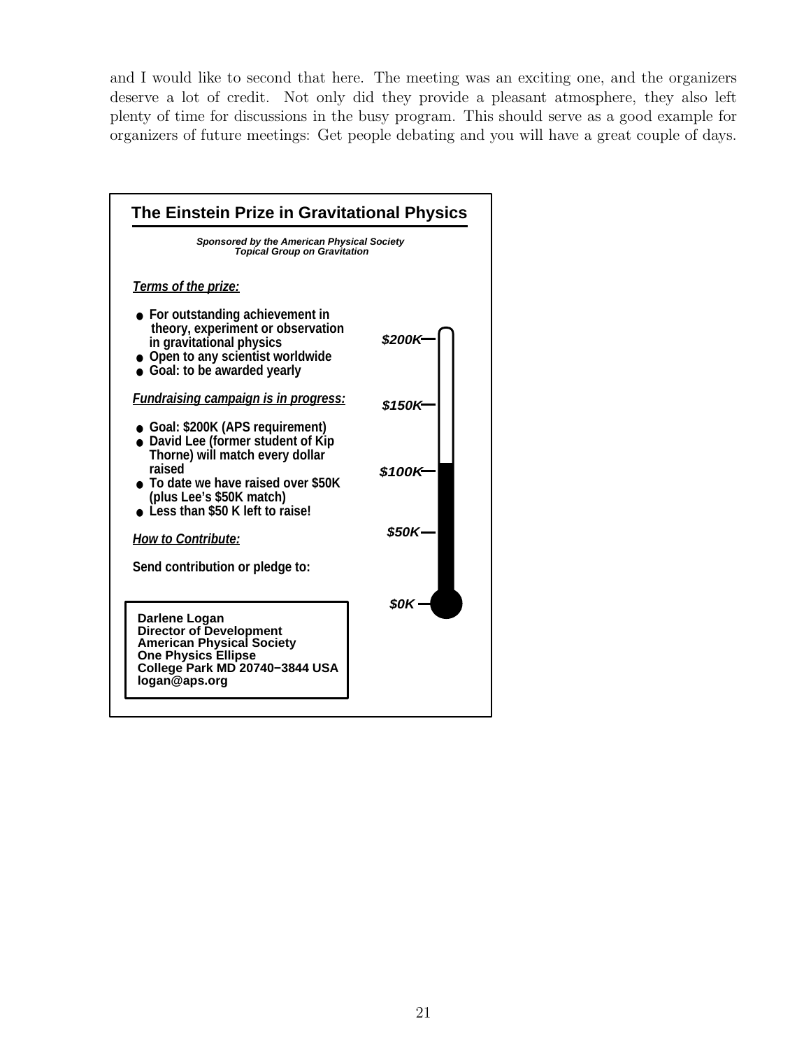and I would like to second that here. The meeting was an exciting one, and the organizers deserve a lot of credit. Not only did they provide a pleasant atmosphere, they also left plenty of time for discussions in the busy program. This should serve as a good example for organizers of future meetings: Get people debating and you will have a great couple of days.

## The Einstein Prize in Gravitational Physics

***Sponsored by the American Physical Society Topical Group on Gravitation***

***Terms of the prize:***

- **For outstanding achievement in theory, experiment or observation in gravitational physics**
- **Open to any scientist worldwide**
- **Goal: to be awarded yearly**

***Fundraising campaign is in progress:***

- **Goal: $200K (APS requirement)**
- **David Lee (former student of Kip Thorne) will match every dollar raised**
- **To date we have raised over $50K (plus Lee's $50K match)**
- **Less than $50 K left to raise!**

***How to Contribute:***

**Send contribution or pledge to:**

**Darlene Logan**
**Director of Development**
**American Physical Society**
**One Physics Ellipse**
**College Park MD 20740−3844 USA**
**logan@aps.org**

$200K

$150K

$100K

$50K

$0K